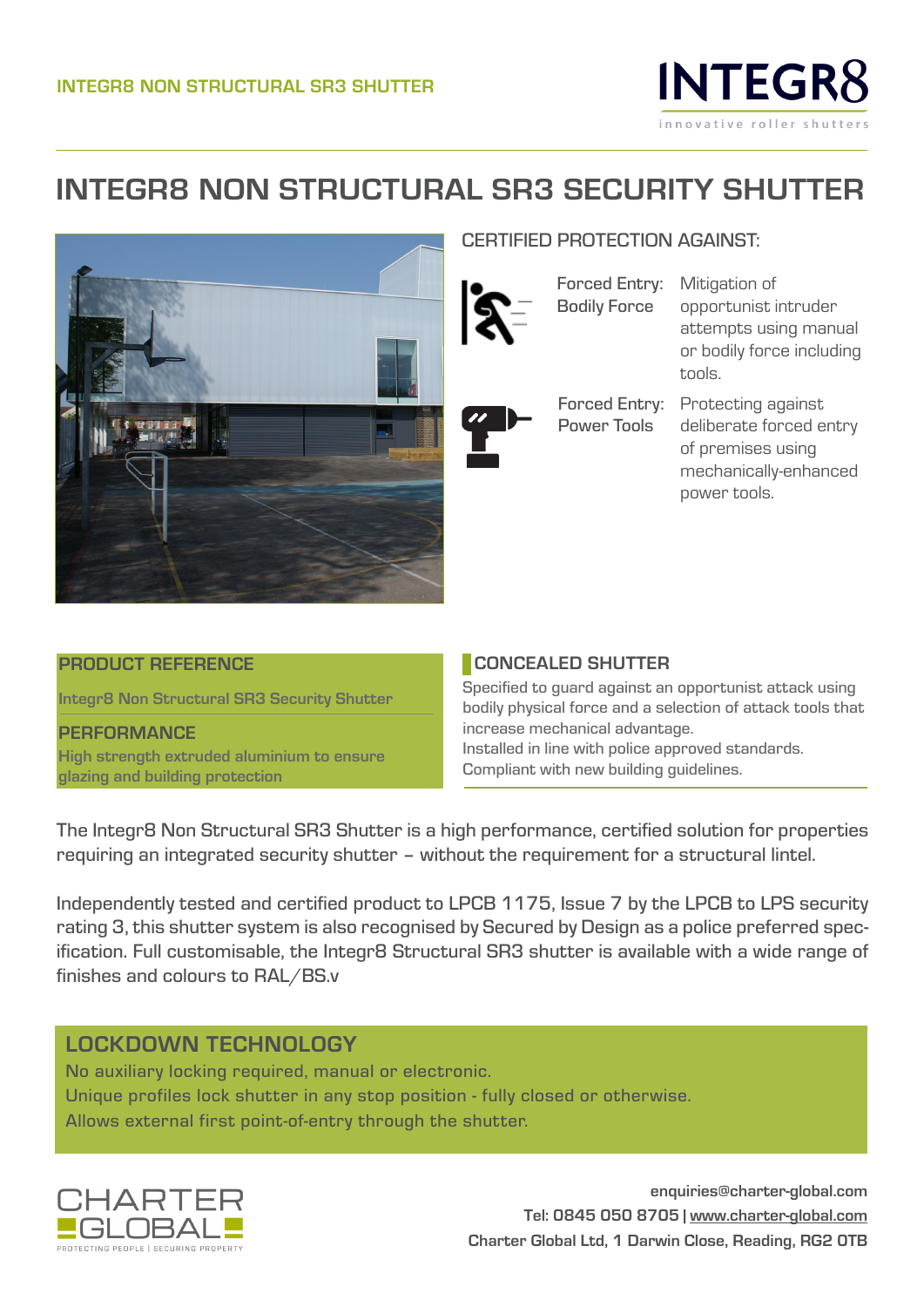INTEGR8 NON STRUCTURAL SR3 SHUTTER

INTEGR8
innovative roller shutters

# INTEGR8 NON STRUCTURAL SR3 SECURITY SHUTTER

## CERTIFIED PROTECTION AGAINST:

| | |
|---|---|
| Forced Entry: Bodily Force | Mitigation of opportunist intruder attempts using manual or bodily force including tools. |
| Forced Entry: Power Tools | Protecting against deliberate forced entry of premises using mechanically-enhanced power tools. |

## PRODUCT REFERENCE

Integr8 Non Structural SR3 Security Shutter

## PERFORMANCE

High strength extruded aluminium to ensure glazing and building protection

## CONCEALED SHUTTER

Specified to guard against an opportunist attack using bodily physical force and a selection of attack tools that increase mechanical advantage.
Installed in line with police approved standards.
Compliant with new building guidelines.

The Integr8 Non Structural SR3 Shutter is a high performance, certified solution for properties requiring an integrated security shutter – without the requirement for a structural lintel.

Independently tested and certified product to LPCB 1175, Issue 7 by the LPCB to LPS security rating 3, this shutter system is also recognised by Secured by Design as a police preferred specification. Full customisable, the Integr8 Structural SR3 shutter is available with a wide range of finishes and colours to RAL/BS.v

## LOCKDOWN TECHNOLOGY

No auxiliary locking required, manual or electronic.
Unique profiles lock shutter in any stop position - fully closed or otherwise.
Allows external first point-of-entry through the shutter.

CHARTER GLOBAL
PROTECTING PEOPLE | SECURING PROPERTY

enquiries@charter-global.com
Tel: 0845 050 8705 | www.charter-global.com
Charter Global Ltd, 1 Darwin Close, Reading, RG2 0TB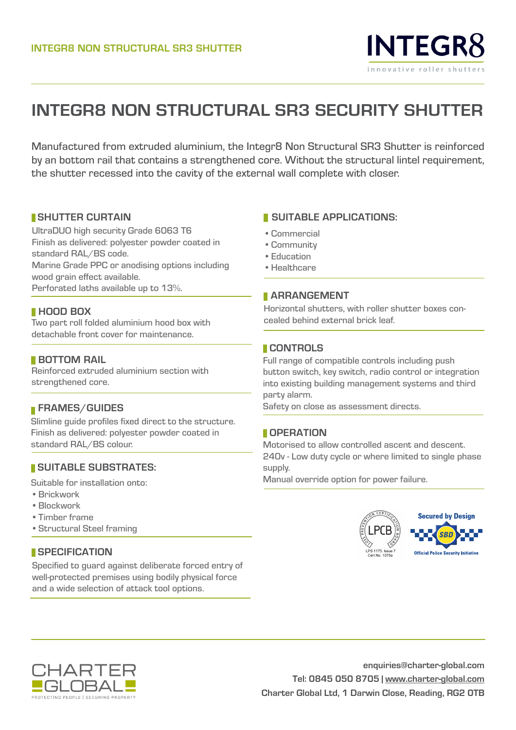# INTEGR8 NON STRUCTURAL SR3 SECURITY SHUTTER

Manufactured from extruded aluminium, the Integr8 Non Structural SR3 Shutter is reinforced by an bottom rail that contains a strengthened core. Without the structural lintel requirement, the shutter recessed into the cavity of the external wall complete with closer.

## SHUTTER CURTAIN

UltraDUO high security Grade 6063 T6
Finish as delivered: polyester powder coated in standard RAL/BS code.
Marine Grade PPC or anodising options including wood grain effect available.
Perforated laths available up to 13%.

## HOOD BOX

Two part roll folded aluminium hood box with detachable front cover for maintenance.

## BOTTOM RAIL

Reinforced extruded aluminium section with strengthened core.

## FRAMES/GUIDES

Slimline guide profiles fixed direct to the structure.
Finish as delivered: polyester powder coated in standard RAL/BS colour.

## SUITABLE SUBSTRATES:

Suitable for installation onto:

- Brickwork
- Blockwork
- Timber frame
- Structural Steel framing

## SPECIFICATION

Specified to guard against deliberate forced entry of well-protected premises using bodily physical force and a wide selection of attack tool options.

## SUITABLE APPLICATIONS:

- Commercial
- Community
- Education
- Healthcare

## ARRANGEMENT

Horizontal shutters, with roller shutter boxes concealed behind external brick leaf.

## CONTROLS

Full range of compatible controls including push button switch, key switch, radio control or integration into existing building management systems and third party alarm.
Safety on close as assessment directs.

## OPERATION

Motorised to allow controlled ascent and descent.
240v - Low duty cycle or where limited to single phase supply.
Manual override option for power failure.

LPCB
LPS 1175: Issue 7
Cert No. 1075a

Secured by Design
SBD
Official Police Security Initiative

CHARTER GLOBAL
PROTECTING PEOPLE | SECURING PROPERTY

enquiries@charter-global.com
Tel: 0845 050 8705 | www.charter-global.com
Charter Global Ltd, 1 Darwin Close, Reading, RG2 0TB